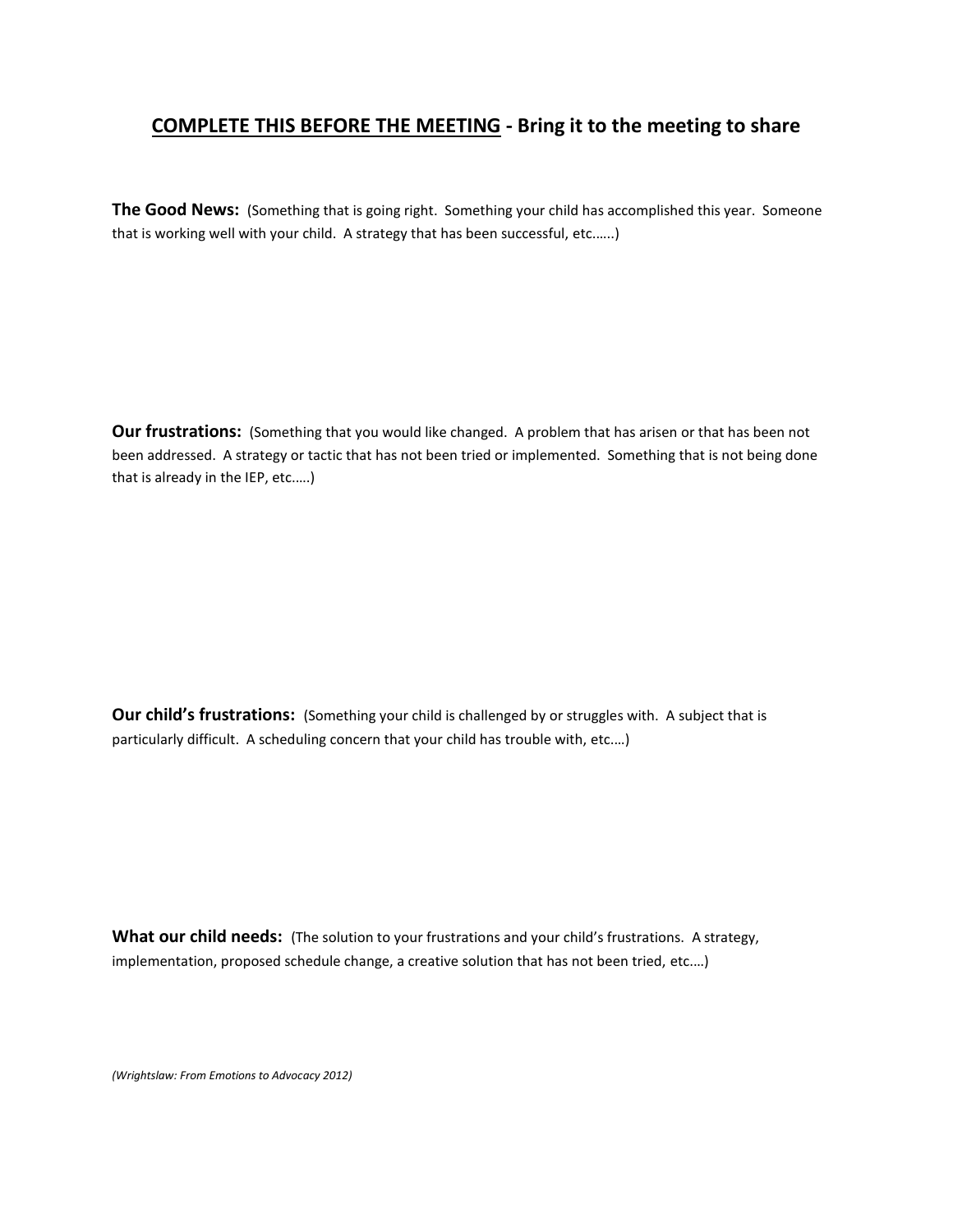## <u>COMPLETE THIS BEFORE THE MEETING</u> - Bring it to the meeting to share

**The Good News:** (Something that is going right. Something your child has accomplished this year. Someone that is working well with your child. A strategy that has been successful, etc……)

**Our frustrations:** (Something that you would like changed. A problem that has arisen or that has been not been addressed. A strategy or tactic that has not been tried or implemented. Something that is not being done that is already in the IEP, etc…..)

**Our child's frustrations:** (Something your child is challenged by or struggles with. A subject that is particularly difficult. A scheduling concern that your child has trouble with, etc….)

**What our child needs:** (The solution to your frustrations and your child's frustrations. A strategy, implementation, proposed schedule change, a creative solution that has not been tried, etc….)

*(Wrightslaw: From Emotions to Advocacy 2012)*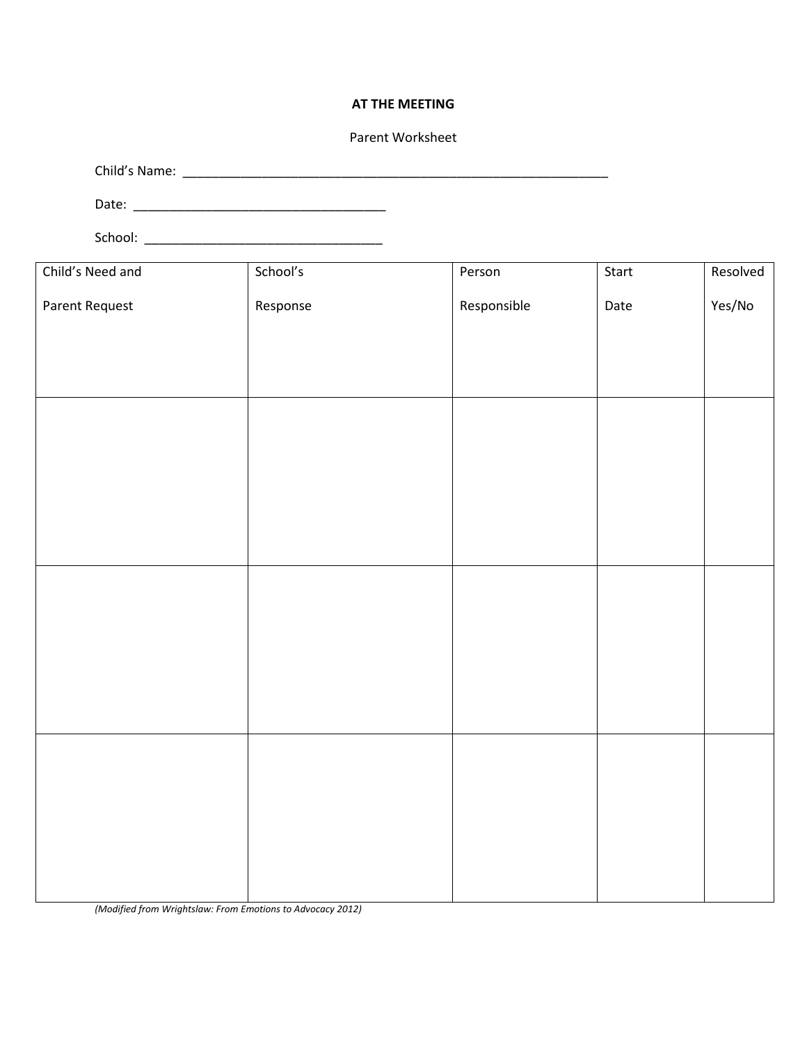**AT THE MEETING**

Parent Worksheet

Child's Name: ______________________________________________________________

Date: _____________________________________

School: __________________________________

| Child's Need and Parent Request | School's Response | Person Responsible | Start Date | Resolved Yes/No |
|---|---|---|---|---|
| | | | | |
| | | | | |
| | | | | |

*(Modified from Wrightslaw: From Emotions to Advocacy 2012)*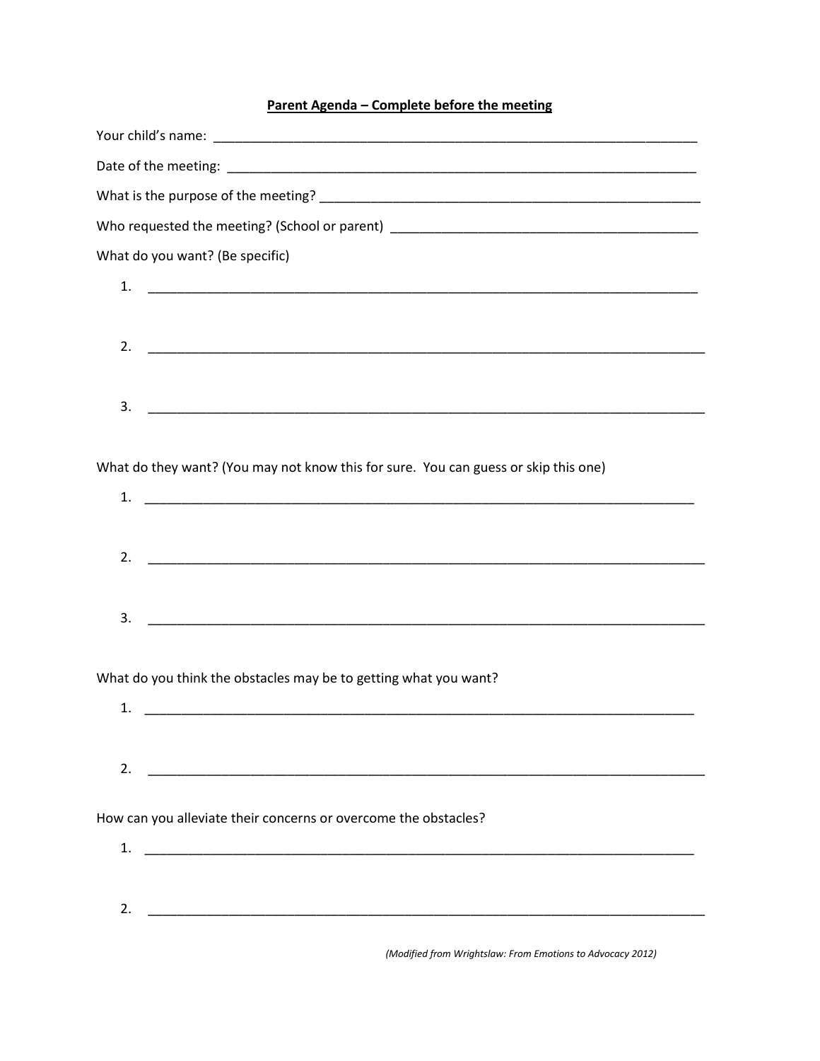**Parent Agenda – Complete before the meeting**

Your child's name: ____________________________________________________________________

Date of the meeting: __________________________________________________________________

What is the purpose of the meeting? ____________________________________________________

Who requested the meeting? (School or parent) ___________________________________________

What do you want? (Be specific)

1. ______________________________________________________________________________

2. ______________________________________________________________________________

3. ______________________________________________________________________________

What do they want? (You may not know this for sure. You can guess or skip this one)

1. ______________________________________________________________________________

2. ______________________________________________________________________________

3. ______________________________________________________________________________

What do you think the obstacles may be to getting what you want?

1. ______________________________________________________________________________

2. ______________________________________________________________________________

How can you alleviate their concerns or overcome the obstacles?

1. ______________________________________________________________________________

2. ______________________________________________________________________________

*(Modified from Wrightslaw: From Emotions to Advocacy 2012)*